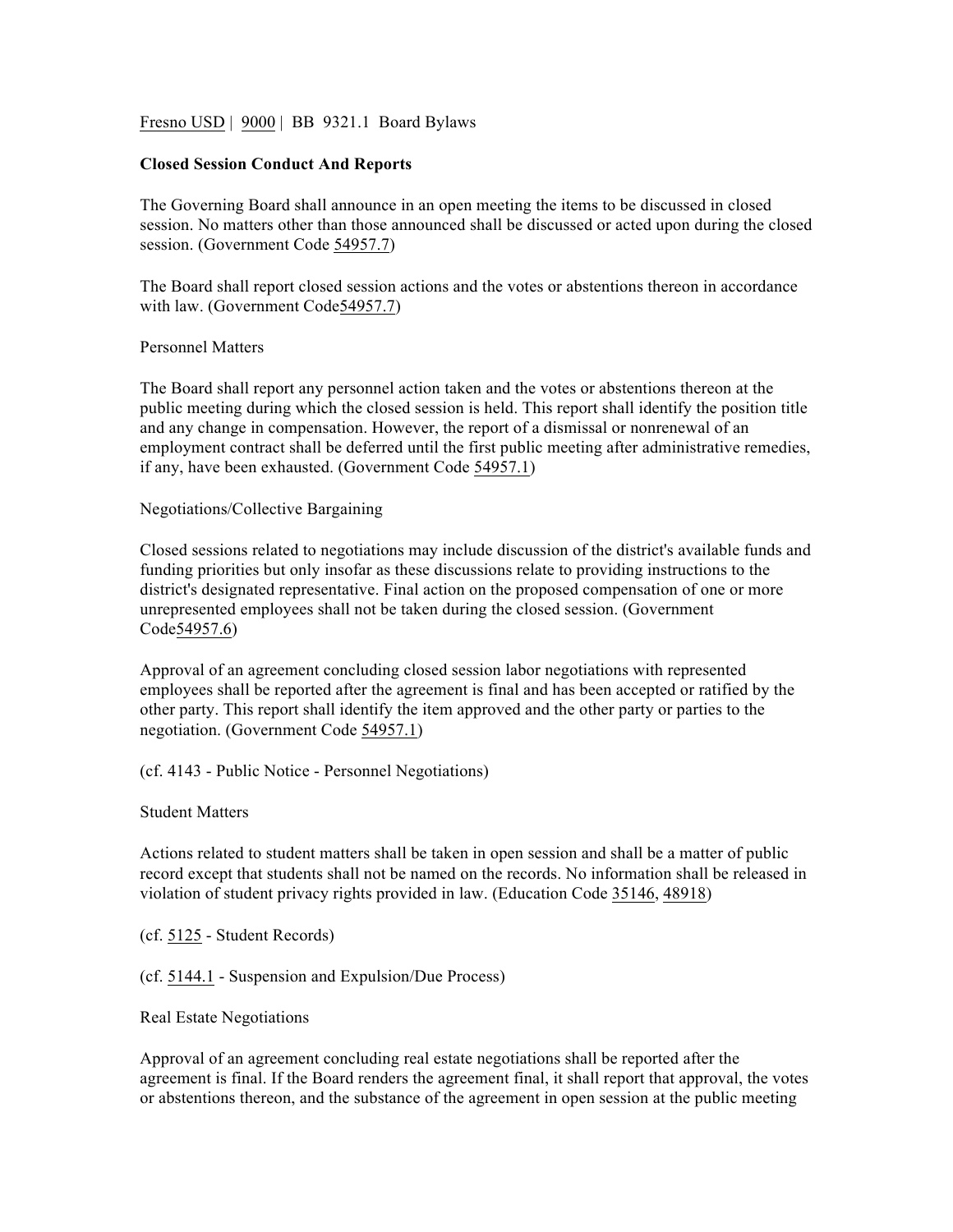Fresno USD | 9000 | BB 9321.1 Board Bylaws

**Closed Session Conduct And Reports**

The Governing Board shall announce in an open meeting the items to be discussed in closed session. No matters other than those announced shall be discussed or acted upon during the closed session. (Government Code 54957.7)

The Board shall report closed session actions and the votes or abstentions thereon in accordance with law. (Government Code54957.7)

Personnel Matters

The Board shall report any personnel action taken and the votes or abstentions thereon at the public meeting during which the closed session is held. This report shall identify the position title and any change in compensation. However, the report of a dismissal or nonrenewal of an employment contract shall be deferred until the first public meeting after administrative remedies, if any, have been exhausted. (Government Code 54957.1)

Negotiations/Collective Bargaining

Closed sessions related to negotiations may include discussion of the district's available funds and funding priorities but only insofar as these discussions relate to providing instructions to the district's designated representative. Final action on the proposed compensation of one or more unrepresented employees shall not be taken during the closed session. (Government Code54957.6)

Approval of an agreement concluding closed session labor negotiations with represented employees shall be reported after the agreement is final and has been accepted or ratified by the other party. This report shall identify the item approved and the other party or parties to the negotiation. (Government Code 54957.1)

(cf. 4143 - Public Notice - Personnel Negotiations)

Student Matters

Actions related to student matters shall be taken in open session and shall be a matter of public record except that students shall not be named on the records. No information shall be released in violation of student privacy rights provided in law. (Education Code 35146, 48918)

(cf. 5125 - Student Records)

(cf. 5144.1 - Suspension and Expulsion/Due Process)

Real Estate Negotiations

Approval of an agreement concluding real estate negotiations shall be reported after the agreement is final. If the Board renders the agreement final, it shall report that approval, the votes or abstentions thereon, and the substance of the agreement in open session at the public meeting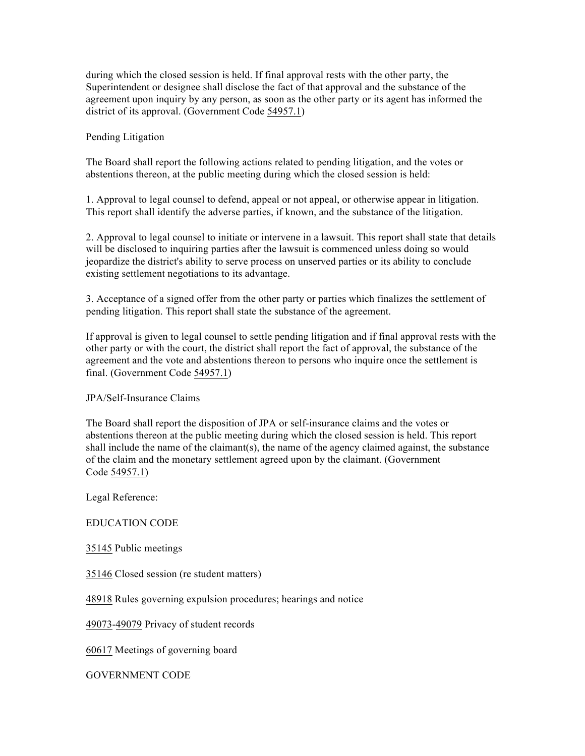during which the closed session is held. If final approval rests with the other party, the Superintendent or designee shall disclose the fact of that approval and the substance of the agreement upon inquiry by any person, as soon as the other party or its agent has informed the district of its approval. (Government Code 54957.1)

Pending Litigation

The Board shall report the following actions related to pending litigation, and the votes or abstentions thereon, at the public meeting during which the closed session is held:

1. Approval to legal counsel to defend, appeal or not appeal, or otherwise appear in litigation. This report shall identify the adverse parties, if known, and the substance of the litigation.

2. Approval to legal counsel to initiate or intervene in a lawsuit. This report shall state that details will be disclosed to inquiring parties after the lawsuit is commenced unless doing so would jeopardize the district's ability to serve process on unserved parties or its ability to conclude existing settlement negotiations to its advantage.

3. Acceptance of a signed offer from the other party or parties which finalizes the settlement of pending litigation. This report shall state the substance of the agreement.

If approval is given to legal counsel to settle pending litigation and if final approval rests with the other party or with the court, the district shall report the fact of approval, the substance of the agreement and the vote and abstentions thereon to persons who inquire once the settlement is final. (Government Code 54957.1)

JPA/Self-Insurance Claims

The Board shall report the disposition of JPA or self-insurance claims and the votes or abstentions thereon at the public meeting during which the closed session is held. This report shall include the name of the claimant(s), the name of the agency claimed against, the substance of the claim and the monetary settlement agreed upon by the claimant. (Government Code 54957.1)

Legal Reference:

EDUCATION CODE

35145 Public meetings

35146 Closed session (re student matters)

48918 Rules governing expulsion procedures; hearings and notice

49073-49079 Privacy of student records

60617 Meetings of governing board

GOVERNMENT CODE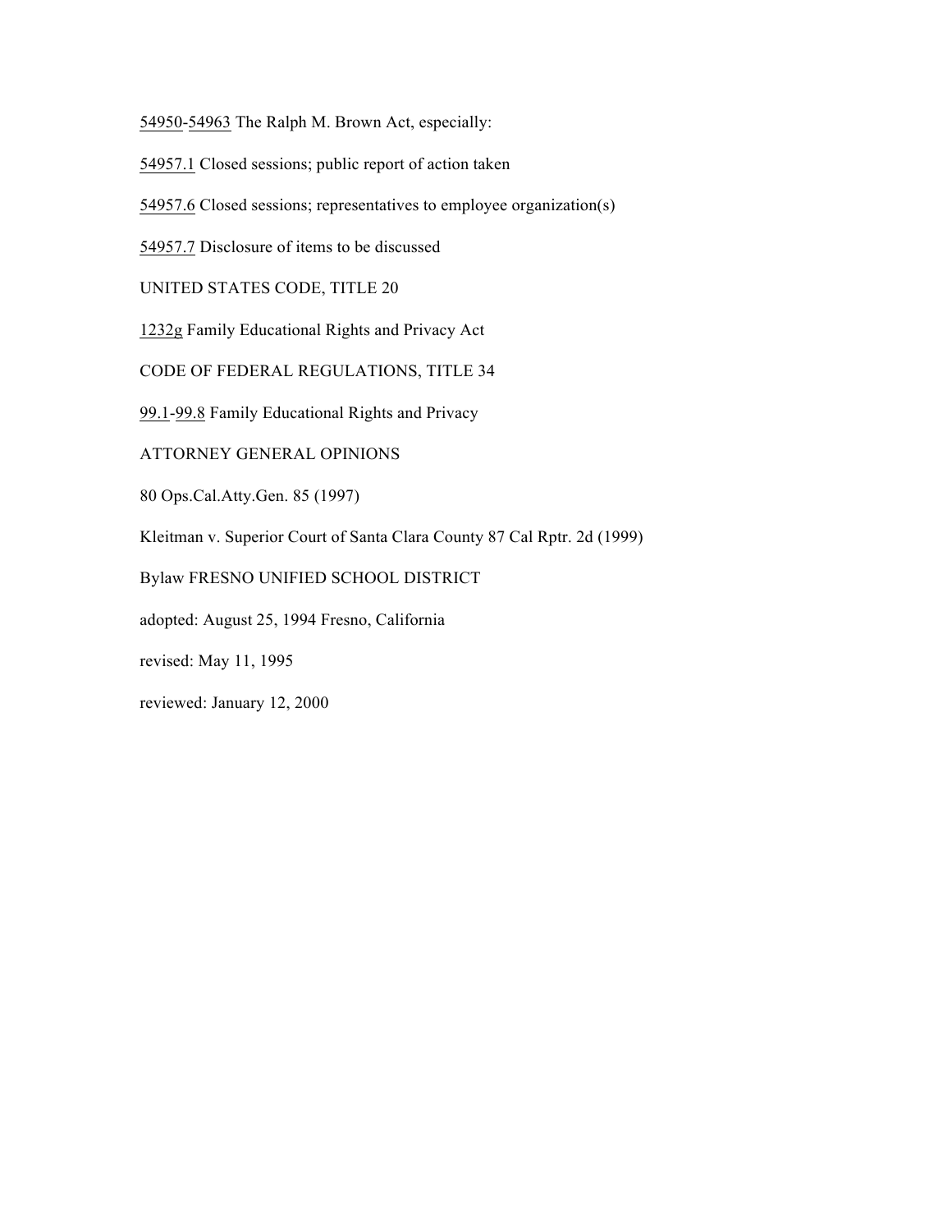54950-54963 The Ralph M. Brown Act, especially:

54957.1 Closed sessions; public report of action taken

54957.6 Closed sessions; representatives to employee organization(s)

54957.7 Disclosure of items to be discussed

UNITED STATES CODE, TITLE 20

1232g Family Educational Rights and Privacy Act

CODE OF FEDERAL REGULATIONS, TITLE 34

99.1-99.8 Family Educational Rights and Privacy

ATTORNEY GENERAL OPINIONS

80 Ops.Cal.Atty.Gen. 85 (1997)

Kleitman v. Superior Court of Santa Clara County 87 Cal Rptr. 2d (1999)

Bylaw FRESNO UNIFIED SCHOOL DISTRICT

adopted: August 25, 1994 Fresno, California

revised: May 11, 1995

reviewed: January 12, 2000